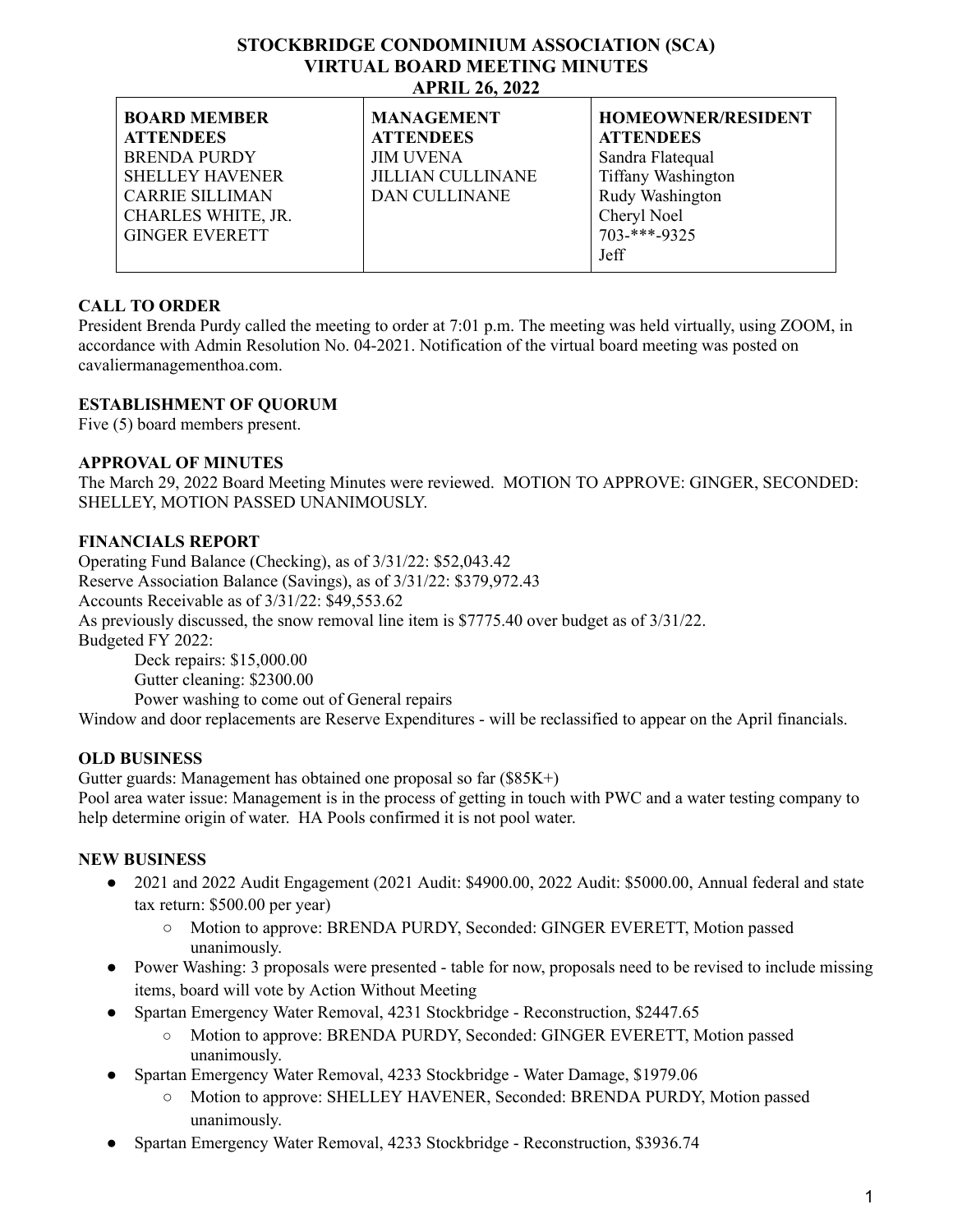# STOCKBRIDGE CONDOMINIUM ASSOCIATION (SCA)
## VIRTUAL BOARD MEETING MINUTES
## APRIL 26, 2022

| BOARD MEMBER ATTENDEES | MANAGEMENT ATTENDEES | HOMEOWNER/RESIDENT ATTENDEES |
|---|---|---|
| BRENDA PURDY | JIM UVENA | Sandra Flatequal |
| SHELLEY HAVENER | JILLIAN CULLINANE | Tiffany Washington |
| CARRIE SILLIMAN | DAN CULLINANE | Rudy Washington |
| CHARLES WHITE, JR. | | Cheryl Noel |
| GINGER EVERETT | | 703-***-9325 |
| | | Jeff |

**CALL TO ORDER**

President Brenda Purdy called the meeting to order at 7:01 p.m. The meeting was held virtually, using ZOOM, in accordance with Admin Resolution No. 04-2021. Notification of the virtual board meeting was posted on cavaliermanagementhoa.com.

**ESTABLISHMENT OF QUORUM**

Five (5) board members present.

**APPROVAL OF MINUTES**

The March 29, 2022 Board Meeting Minutes were reviewed. MOTION TO APPROVE: GINGER, SECONDED: SHELLEY, MOTION PASSED UNANIMOUSLY.

**FINANCIALS REPORT**

Operating Fund Balance (Checking), as of 3/31/22: $52,043.42
Reserve Association Balance (Savings), as of 3/31/22: $379,972.43
Accounts Receivable as of 3/31/22: $49,553.62
As previously discussed, the snow removal line item is $7775.40 over budget as of 3/31/22.
Budgeted FY 2022:

- Deck repairs: $15,000.00
- Gutter cleaning: $2300.00
- Power washing to come out of General repairs

Window and door replacements are Reserve Expenditures - will be reclassified to appear on the April financials.

**OLD BUSINESS**

Gutter guards: Management has obtained one proposal so far ($85K+)
Pool area water issue: Management is in the process of getting in touch with PWC and a water testing company to help determine origin of water. HA Pools confirmed it is not pool water.

**NEW BUSINESS**

- 2021 and 2022 Audit Engagement (2021 Audit: $4900.00, 2022 Audit: $5000.00, Annual federal and state tax return: $500.00 per year)
  - Motion to approve: BRENDA PURDY, Seconded: GINGER EVERETT, Motion passed unanimously.
- Power Washing: 3 proposals were presented - table for now, proposals need to be revised to include missing items, board will vote by Action Without Meeting
- Spartan Emergency Water Removal, 4231 Stockbridge - Reconstruction, $2447.65
  - Motion to approve: BRENDA PURDY, Seconded: GINGER EVERETT, Motion passed unanimously.
- Spartan Emergency Water Removal, 4233 Stockbridge - Water Damage, $1979.06
  - Motion to approve: SHELLEY HAVENER, Seconded: BRENDA PURDY, Motion passed unanimously.
- Spartan Emergency Water Removal, 4233 Stockbridge - Reconstruction, $3936.74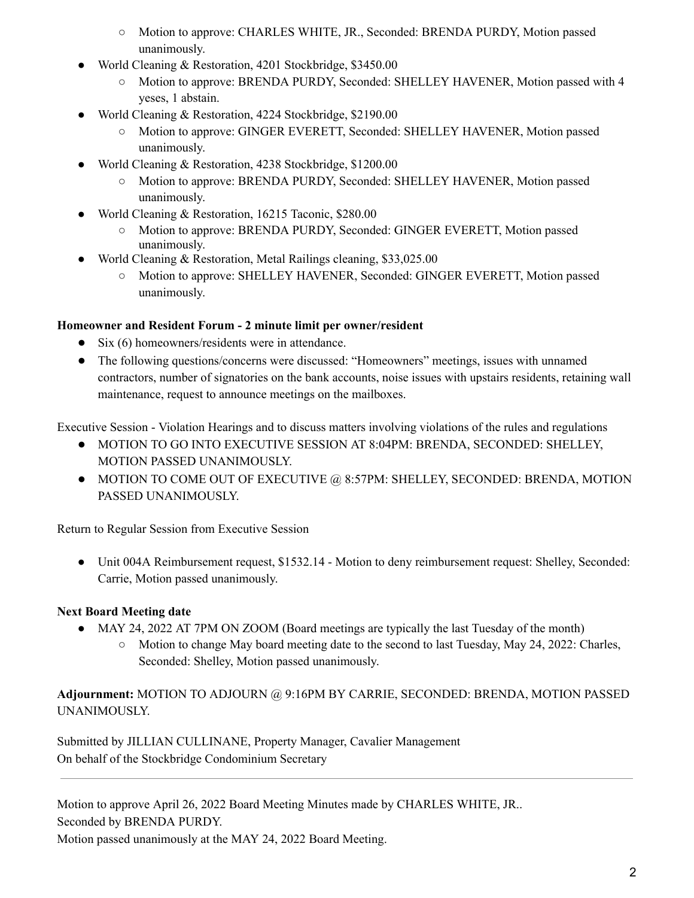- Motion to approve: CHARLES WHITE, JR., Seconded: BRENDA PURDY, Motion passed unanimously.
- World Cleaning & Restoration, 4201 Stockbridge, $3450.00
  - Motion to approve: BRENDA PURDY, Seconded: SHELLEY HAVENER, Motion passed with 4 yeses, 1 abstain.
- World Cleaning & Restoration, 4224 Stockbridge, $2190.00
  - Motion to approve: GINGER EVERETT, Seconded: SHELLEY HAVENER, Motion passed unanimously.
- World Cleaning & Restoration, 4238 Stockbridge, $1200.00
  - Motion to approve: BRENDA PURDY, Seconded: SHELLEY HAVENER, Motion passed unanimously.
- World Cleaning & Restoration, 16215 Taconic, $280.00
  - Motion to approve: BRENDA PURDY, Seconded: GINGER EVERETT, Motion passed unanimously.
- World Cleaning & Restoration, Metal Railings cleaning, $33,025.00
  - Motion to approve: SHELLEY HAVENER, Seconded: GINGER EVERETT, Motion passed unanimously.

**Homeowner and Resident Forum - 2 minute limit per owner/resident**

- Six (6) homeowners/residents were in attendance.
- The following questions/concerns were discussed: "Homeowners" meetings, issues with unnamed contractors, number of signatories on the bank accounts, noise issues with upstairs residents, retaining wall maintenance, request to announce meetings on the mailboxes.

Executive Session - Violation Hearings and to discuss matters involving violations of the rules and regulations

- MOTION TO GO INTO EXECUTIVE SESSION AT 8:04PM: BRENDA, SECONDED: SHELLEY, MOTION PASSED UNANIMOUSLY.
- MOTION TO COME OUT OF EXECUTIVE @ 8:57PM: SHELLEY, SECONDED: BRENDA, MOTION PASSED UNANIMOUSLY.

Return to Regular Session from Executive Session

- Unit 004A Reimbursement request, $1532.14 - Motion to deny reimbursement request: Shelley, Seconded: Carrie, Motion passed unanimously.

**Next Board Meeting date**

- MAY 24, 2022 AT 7PM ON ZOOM (Board meetings are typically the last Tuesday of the month)
  - Motion to change May board meeting date to the second to last Tuesday, May 24, 2022: Charles, Seconded: Shelley, Motion passed unanimously.

**Adjournment:** MOTION TO ADJOURN @ 9:16PM BY CARRIE, SECONDED: BRENDA, MOTION PASSED UNANIMOUSLY.

Submitted by JILLIAN CULLINANE, Property Manager, Cavalier Management
On behalf of the Stockbridge Condominium Secretary

---

Motion to approve April 26, 2022 Board Meeting Minutes made by CHARLES WHITE, JR..
Seconded by BRENDA PURDY.
Motion passed unanimously at the MAY 24, 2022 Board Meeting.